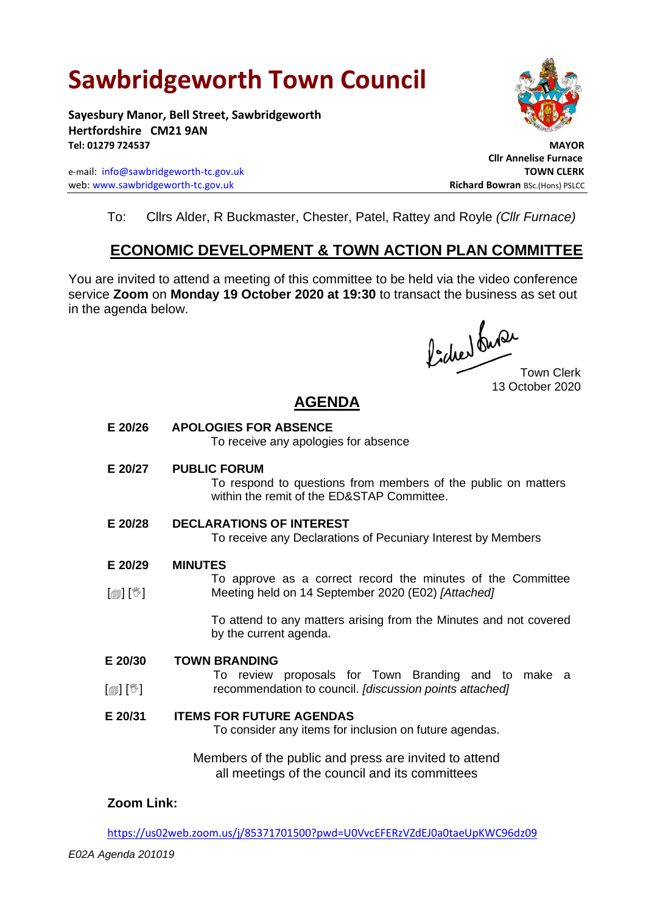# Sawbridgeworth Town Council

**Sayesbury Manor, Bell Street, Sawbridgeworth**
**Hertfordshire CM21 9AN**
**Tel: 01279 724537**

e-mail: info@sawbridgeworth-tc.gov.uk
web: www.sawbridgeworth-tc.gov.uk

**MAYOR**
**Cllr Annelise Furnace**
**TOWN CLERK**
**Richard Bowran** BSc.(Hons) PSLCC

To: Cllrs Alder, R Buckmaster, Chester, Patel, Rattey and Royle *(Cllr Furnace)*

## ECONOMIC DEVELOPMENT & TOWN ACTION PLAN COMMITTEE

You are invited to attend a meeting of this committee to be held via the video conference service **Zoom** on **Monday 19 October 2020 at 19:30** to transact the business as set out in the agenda below.

Town Clerk
13 October 2020

## AGENDA

**E 20/26 APOLOGIES FOR ABSENCE**
To receive any apologies for absence

**E 20/27 PUBLIC FORUM**
To respond to questions from members of the public on matters within the remit of the ED&STAP Committee.

**E 20/28 DECLARATIONS OF INTEREST**
To receive any Declarations of Pecuniary Interest by Members

**E 20/29 MINUTES**
[▤] [✋] To approve as a correct record the minutes of the Committee Meeting held on 14 September 2020 (E02) *[Attached]*

To attend to any matters arising from the Minutes and not covered by the current agenda.

**E 20/30 TOWN BRANDING**
[▤] [✋] To review proposals for Town Branding and to make a recommendation to council. *[discussion points attached]*

**E 20/31 ITEMS FOR FUTURE AGENDAS**
To consider any items for inclusion on future agendas.

Members of the public and press are invited to attend all meetings of the council and its committees

**Zoom Link:**

https://us02web.zoom.us/j/85371701500?pwd=U0VvcEFERzVZdEJ0a0taeUpKWC96dz09

*E02A Agenda 201019*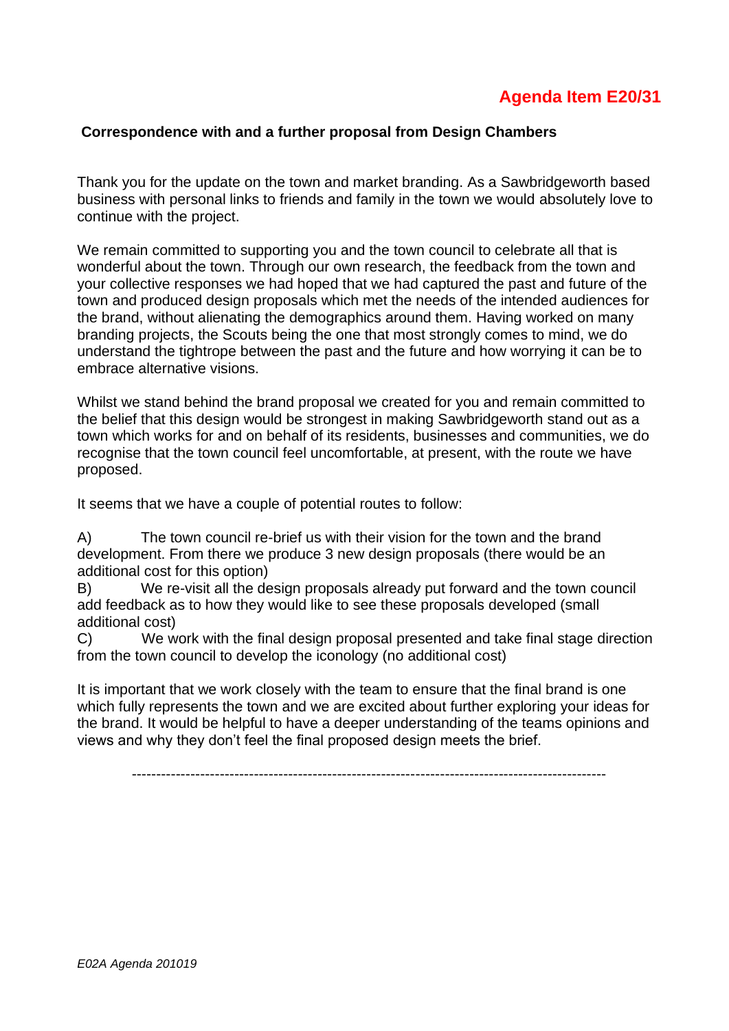**Agenda Item E20/31**

**Correspondence with and a further proposal from Design Chambers**

Thank you for the update on the town and market branding. As a Sawbridgeworth based business with personal links to friends and family in the town we would absolutely love to continue with the project.

We remain committed to supporting you and the town council to celebrate all that is wonderful about the town. Through our own research, the feedback from the town and your collective responses we had hoped that we had captured the past and future of the town and produced design proposals which met the needs of the intended audiences for the brand, without alienating the demographics around them. Having worked on many branding projects, the Scouts being the one that most strongly comes to mind, we do understand the tightrope between the past and the future and how worrying it can be to embrace alternative visions.

Whilst we stand behind the brand proposal we created for you and remain committed to the belief that this design would be strongest in making Sawbridgeworth stand out as a town which works for and on behalf of its residents, businesses and communities, we do recognise that the town council feel uncomfortable, at present, with the route we have proposed.

It seems that we have a couple of potential routes to follow:

A) The town council re-brief us with their vision for the town and the brand development. From there we produce 3 new design proposals (there would be an additional cost for this option)

B) We re-visit all the design proposals already put forward and the town council add feedback as to how they would like to see these proposals developed (small additional cost)

C) We work with the final design proposal presented and take final stage direction from the town council to develop the iconology (no additional cost)

It is important that we work closely with the team to ensure that the final brand is one which fully represents the town and we are excited about further exploring your ideas for the brand. It would be helpful to have a deeper understanding of the teams opinions and views and why they don't feel the final proposed design meets the brief.

---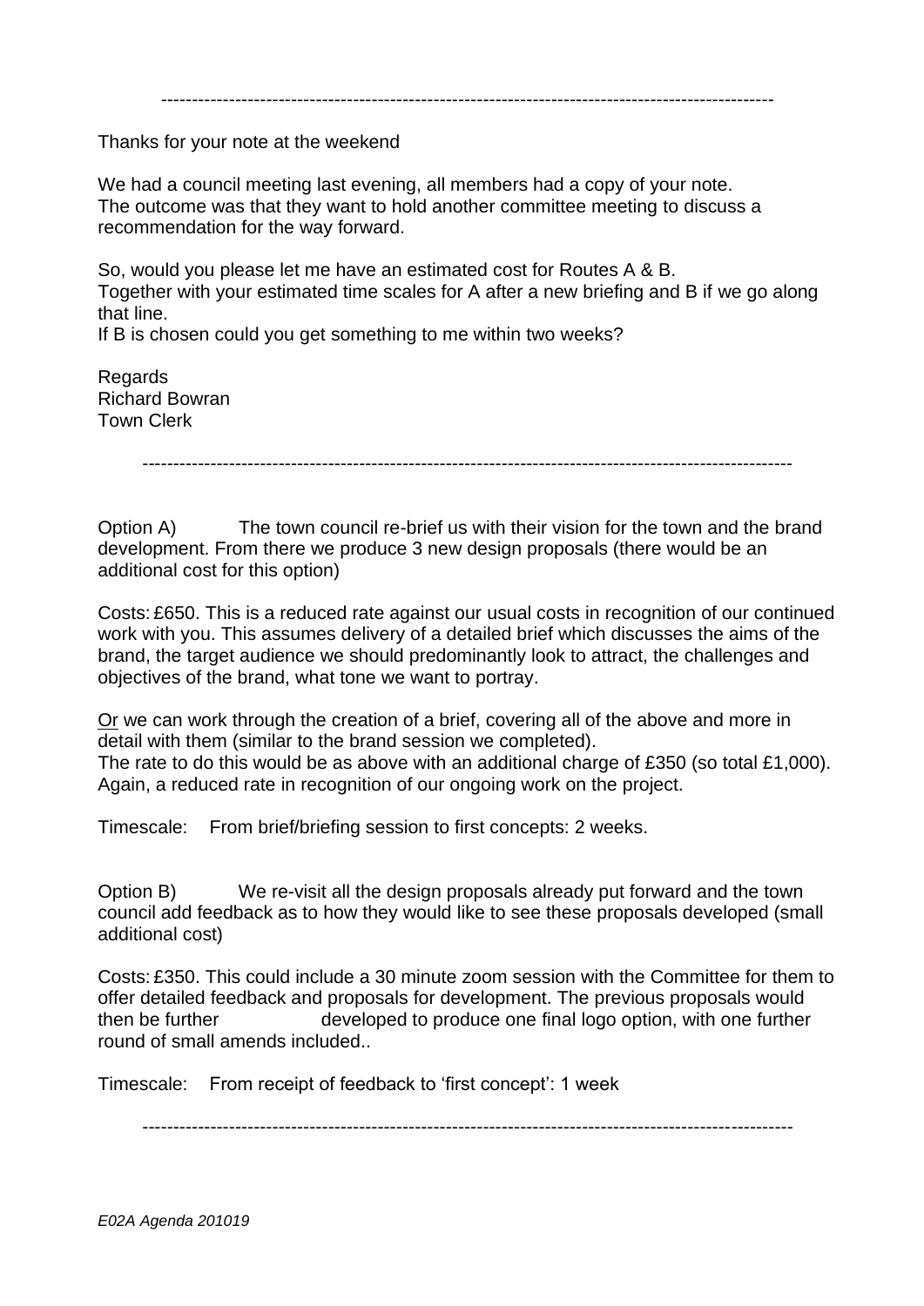---

Thanks for your note at the weekend

We had a council meeting last evening, all members had a copy of your note.
The outcome was that they want to hold another committee meeting to discuss a recommendation for the way forward.

So, would you please let me have an estimated cost for Routes A & B.
Together with your estimated time scales for A after a new briefing and B if we go along that line.
If B is chosen could you get something to me within two weeks?

Regards
Richard Bowran
Town Clerk

---

Option A) The town council re-brief us with their vision for the town and the brand development. From there we produce 3 new design proposals (there would be an additional cost for this option)

Costs: £650. This is a reduced rate against our usual costs in recognition of our continued work with you. This assumes delivery of a detailed brief which discusses the aims of the brand, the target audience we should predominantly look to attract, the challenges and objectives of the brand, what tone we want to portray.

<u>Or</u> we can work through the creation of a brief, covering all of the above and more in detail with them (similar to the brand session we completed).
The rate to do this would be as above with an additional charge of £350 (so total £1,000). Again, a reduced rate in recognition of our ongoing work on the project.

Timescale: From brief/briefing session to first concepts: 2 weeks.

Option B) We re-visit all the design proposals already put forward and the town council add feedback as to how they would like to see these proposals developed (small additional cost)

Costs: £350. This could include a 30 minute zoom session with the Committee for them to offer detailed feedback and proposals for development. The previous proposals would then be further developed to produce one final logo option, with one further round of small amends included..

Timescale: From receipt of feedback to 'first concept': 1 week

---

*E02A Agenda 201019*